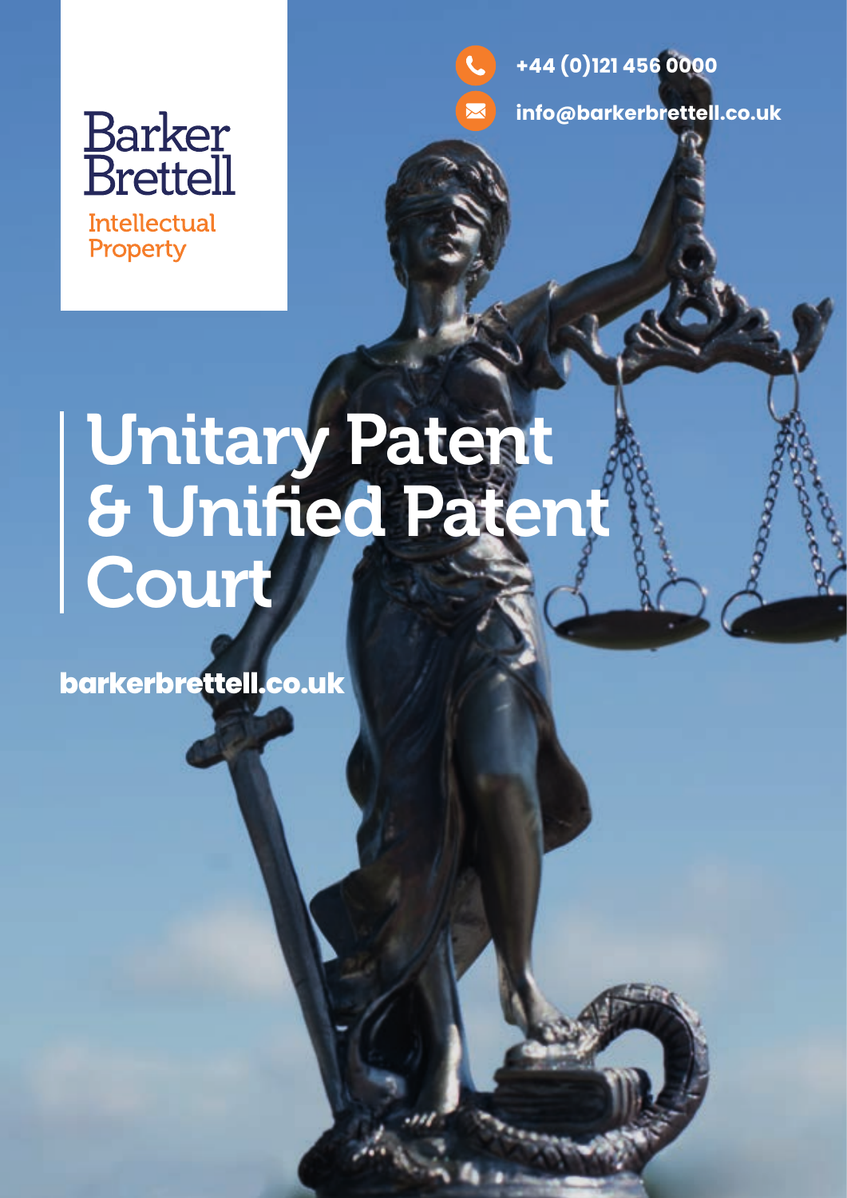Barker Brettell

Intellectual Property

+44 (0)121 456 0000

info@barkerbrettell.co.uk

# Unitary Patent & Unified Patent Court

barkerbrettell.co.uk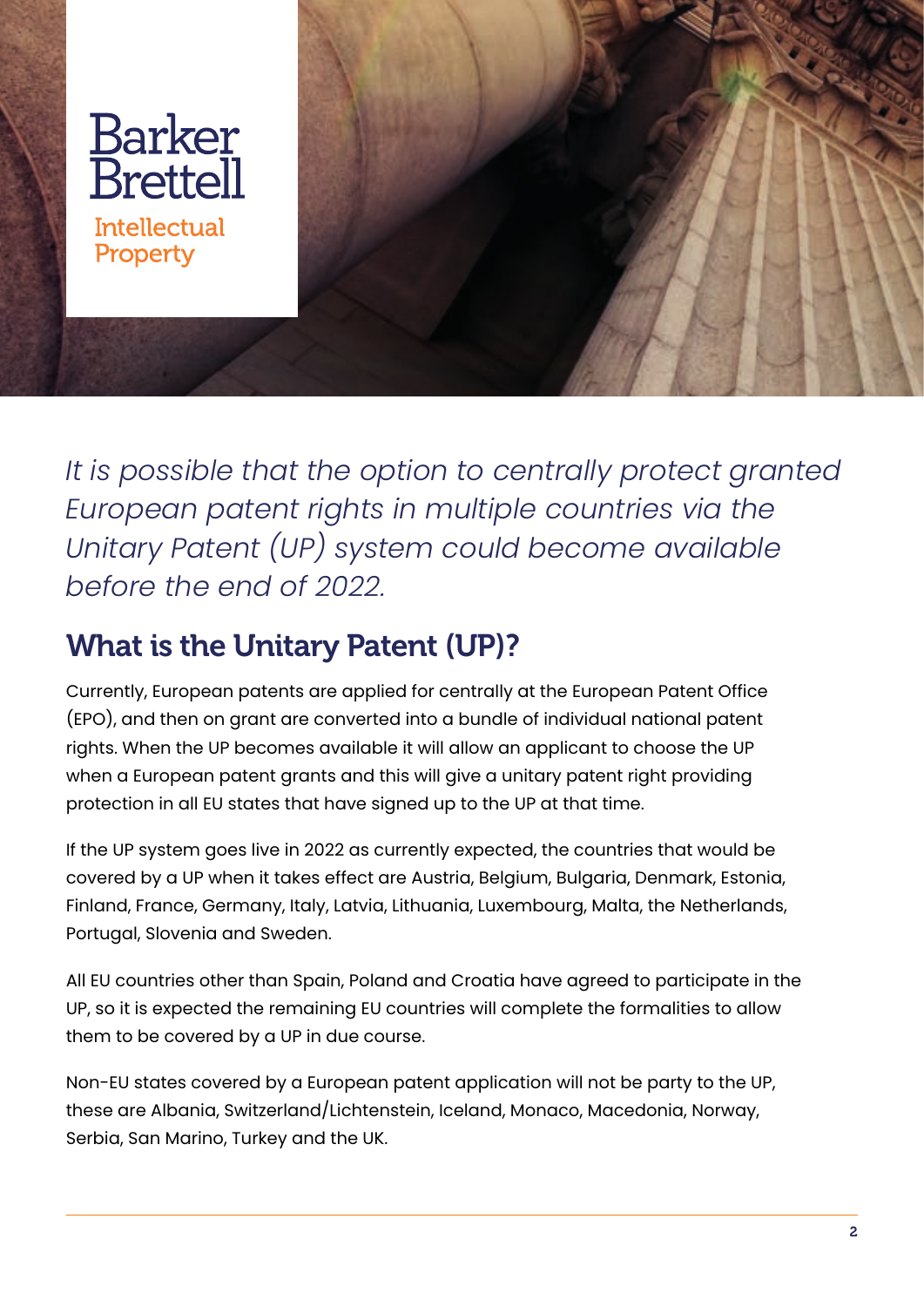*It is possible that the option to centrally protect granted European patent rights in multiple countries via the Unitary Patent (UP) system could become available before the end of 2022.*

## What is the Unitary Patent (UP)?

Currently, European patents are applied for centrally at the European Patent Office (EPO), and then on grant are converted into a bundle of individual national patent rights. When the UP becomes available it will allow an applicant to choose the UP when a European patent grants and this will give a unitary patent right providing protection in all EU states that have signed up to the UP at that time.

If the UP system goes live in 2022 as currently expected, the countries that would be covered by a UP when it takes effect are Austria, Belgium, Bulgaria, Denmark, Estonia, Finland, France, Germany, Italy, Latvia, Lithuania, Luxembourg, Malta, the Netherlands, Portugal, Slovenia and Sweden.

All EU countries other than Spain, Poland and Croatia have agreed to participate in the UP, so it is expected the remaining EU countries will complete the formalities to allow them to be covered by a UP in due course.

Non-EU states covered by a European patent application will not be party to the UP, these are Albania, Switzerland/Lichtenstein, Iceland, Monaco, Macedonia, Norway, Serbia, San Marino, Turkey and the UK.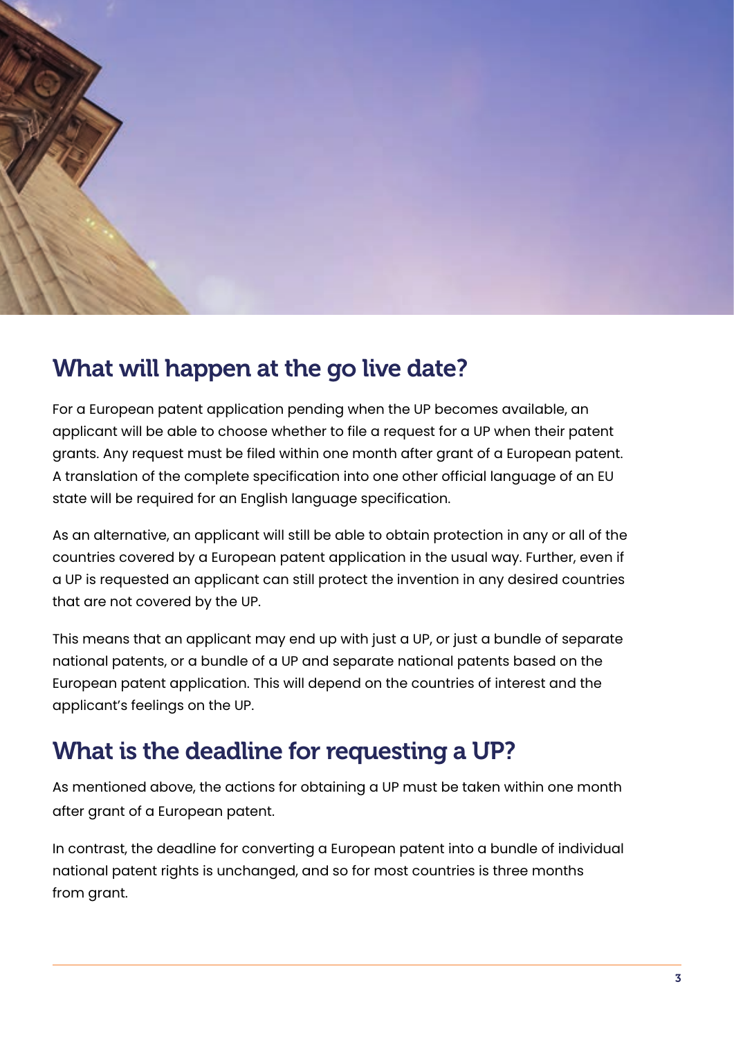## What will happen at the go live date?

For a European patent application pending when the UP becomes available, an applicant will be able to choose whether to file a request for a UP when their patent grants. Any request must be filed within one month after grant of a European patent. A translation of the complete specification into one other official language of an EU state will be required for an English language specification.

As an alternative, an applicant will still be able to obtain protection in any or all of the countries covered by a European patent application in the usual way. Further, even if a UP is requested an applicant can still protect the invention in any desired countries that are not covered by the UP.

This means that an applicant may end up with just a UP, or just a bundle of separate national patents, or a bundle of a UP and separate national patents based on the European patent application. This will depend on the countries of interest and the applicant's feelings on the UP.

## What is the deadline for requesting a UP?

As mentioned above, the actions for obtaining a UP must be taken within one month after grant of a European patent.

In contrast, the deadline for converting a European patent into a bundle of individual national patent rights is unchanged, and so for most countries is three months from grant.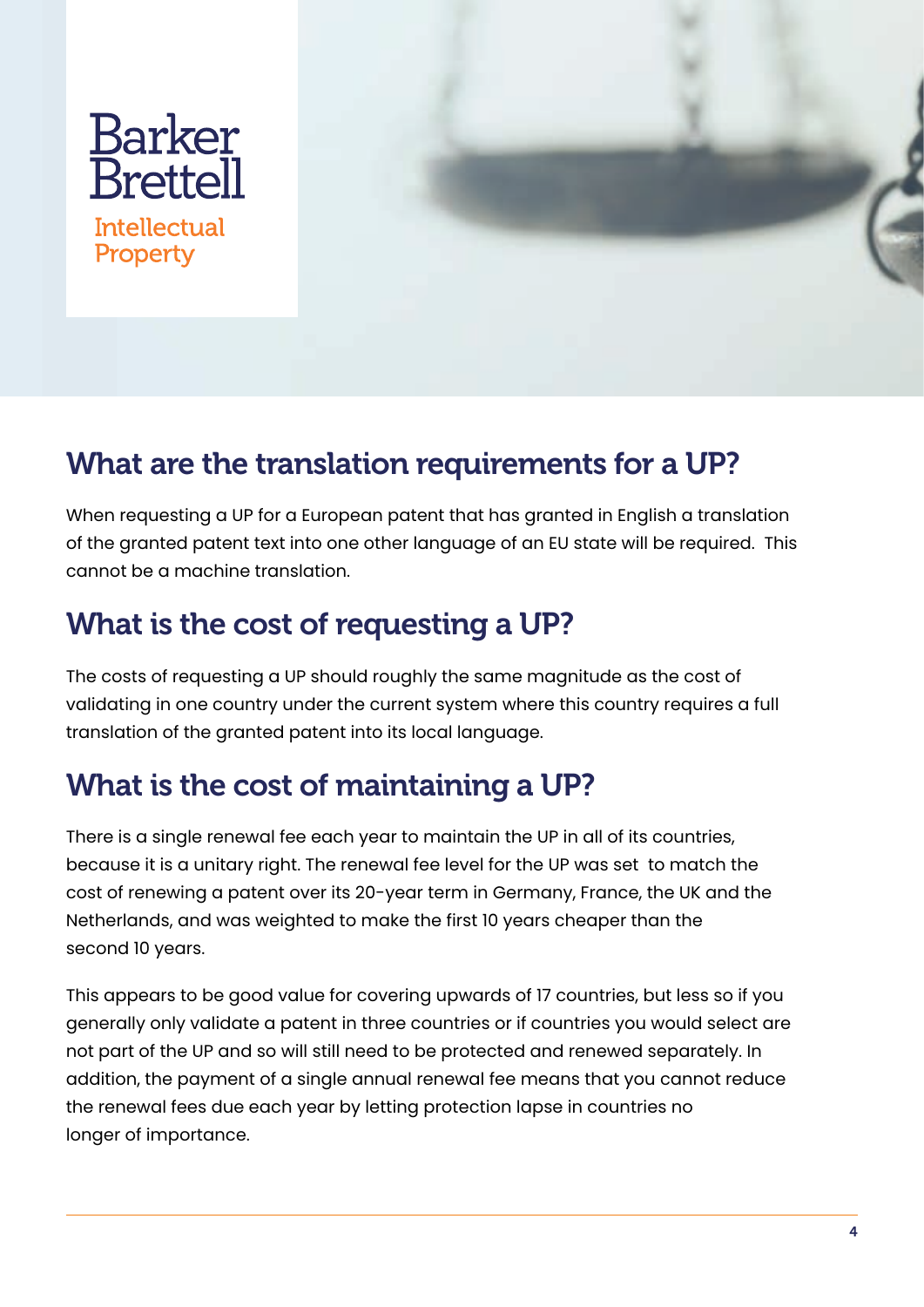Barker Brettell
Intellectual Property

## What are the translation requirements for a UP?

When requesting a UP for a European patent that has granted in English a translation of the granted patent text into one other language of an EU state will be required. This cannot be a machine translation.

## What is the cost of requesting a UP?

The costs of requesting a UP should roughly the same magnitude as the cost of validating in one country under the current system where this country requires a full translation of the granted patent into its local language.

## What is the cost of maintaining a UP?

There is a single renewal fee each year to maintain the UP in all of its countries, because it is a unitary right. The renewal fee level for the UP was set to match the cost of renewing a patent over its 20-year term in Germany, France, the UK and the Netherlands, and was weighted to make the first 10 years cheaper than the second 10 years.

This appears to be good value for covering upwards of 17 countries, but less so if you generally only validate a patent in three countries or if countries you would select are not part of the UP and so will still need to be protected and renewed separately. In addition, the payment of a single annual renewal fee means that you cannot reduce the renewal fees due each year by letting protection lapse in countries no longer of importance.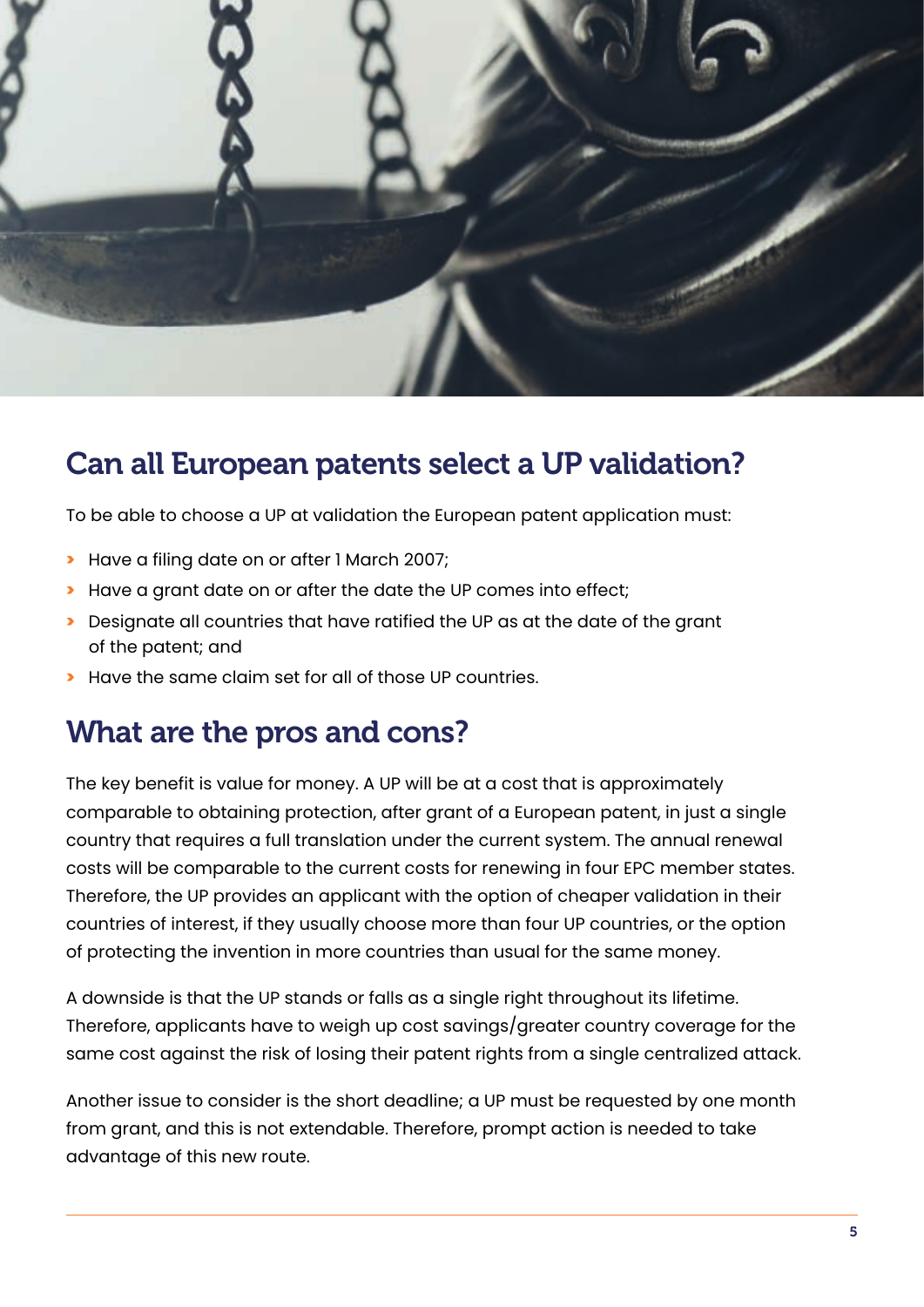## Can all European patents select a UP validation?

To be able to choose a UP at validation the European patent application must:

- Have a filing date on or after 1 March 2007;
- Have a grant date on or after the date the UP comes into effect;
- Designate all countries that have ratified the UP as at the date of the grant of the patent; and
- Have the same claim set for all of those UP countries.

## What are the pros and cons?

The key benefit is value for money. A UP will be at a cost that is approximately comparable to obtaining protection, after grant of a European patent, in just a single country that requires a full translation under the current system. The annual renewal costs will be comparable to the current costs for renewing in four EPC member states. Therefore, the UP provides an applicant with the option of cheaper validation in their countries of interest, if they usually choose more than four UP countries, or the option of protecting the invention in more countries than usual for the same money.

A downside is that the UP stands or falls as a single right throughout its lifetime. Therefore, applicants have to weigh up cost savings/greater country coverage for the same cost against the risk of losing their patent rights from a single centralized attack.

Another issue to consider is the short deadline; a UP must be requested by one month from grant, and this is not extendable. Therefore, prompt action is needed to take advantage of this new route.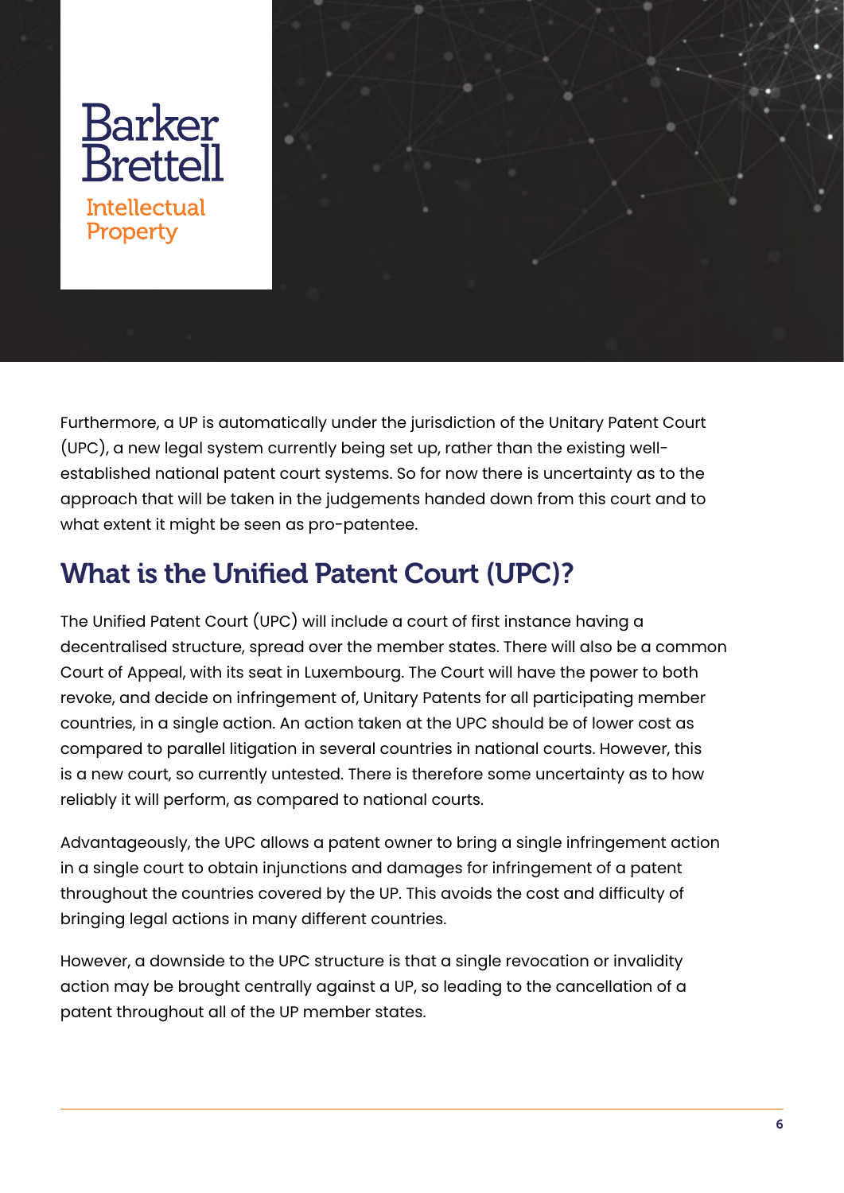Furthermore, a UP is automatically under the jurisdiction of the Unitary Patent Court (UPC), a new legal system currently being set up, rather than the existing well-established national patent court systems. So for now there is uncertainty as to the approach that will be taken in the judgements handed down from this court and to what extent it might be seen as pro-patentee.

## What is the Unified Patent Court (UPC)?

The Unified Patent Court (UPC) will include a court of first instance having a decentralised structure, spread over the member states. There will also be a common Court of Appeal, with its seat in Luxembourg. The Court will have the power to both revoke, and decide on infringement of, Unitary Patents for all participating member countries, in a single action. An action taken at the UPC should be of lower cost as compared to parallel litigation in several countries in national courts. However, this is a new court, so currently untested. There is therefore some uncertainty as to how reliably it will perform, as compared to national courts.

Advantageously, the UPC allows a patent owner to bring a single infringement action in a single court to obtain injunctions and damages for infringement of a patent throughout the countries covered by the UP. This avoids the cost and difficulty of bringing legal actions in many different countries.

However, a downside to the UPC structure is that a single revocation or invalidity action may be brought centrally against a UP, so leading to the cancellation of a patent throughout all of the UP member states.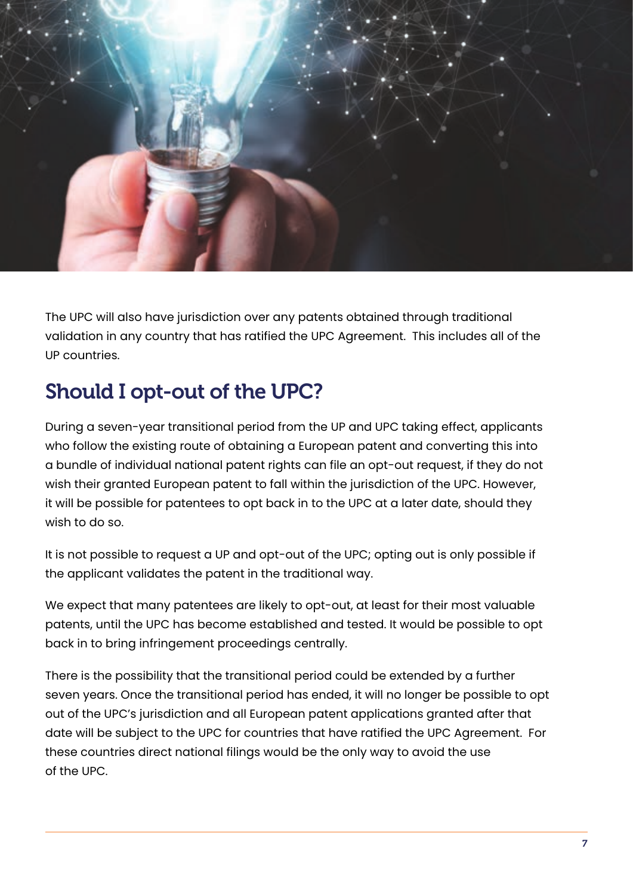The UPC will also have jurisdiction over any patents obtained through traditional validation in any country that has ratified the UPC Agreement.  This includes all of the UP countries.

## Should I opt-out of the UPC?

During a seven-year transitional period from the UP and UPC taking effect, applicants who follow the existing route of obtaining a European patent and converting this into a bundle of individual national patent rights can file an opt-out request, if they do not wish their granted European patent to fall within the jurisdiction of the UPC. However, it will be possible for patentees to opt back in to the UPC at a later date, should they wish to do so.

It is not possible to request a UP and opt-out of the UPC; opting out is only possible if the applicant validates the patent in the traditional way.

We expect that many patentees are likely to opt-out, at least for their most valuable patents, until the UPC has become established and tested. It would be possible to opt back in to bring infringement proceedings centrally.

There is the possibility that the transitional period could be extended by a further seven years. Once the transitional period has ended, it will no longer be possible to opt out of the UPC's jurisdiction and all European patent applications granted after that date will be subject to the UPC for countries that have ratified the UPC Agreement.  For these countries direct national filings would be the only way to avoid the use of the UPC.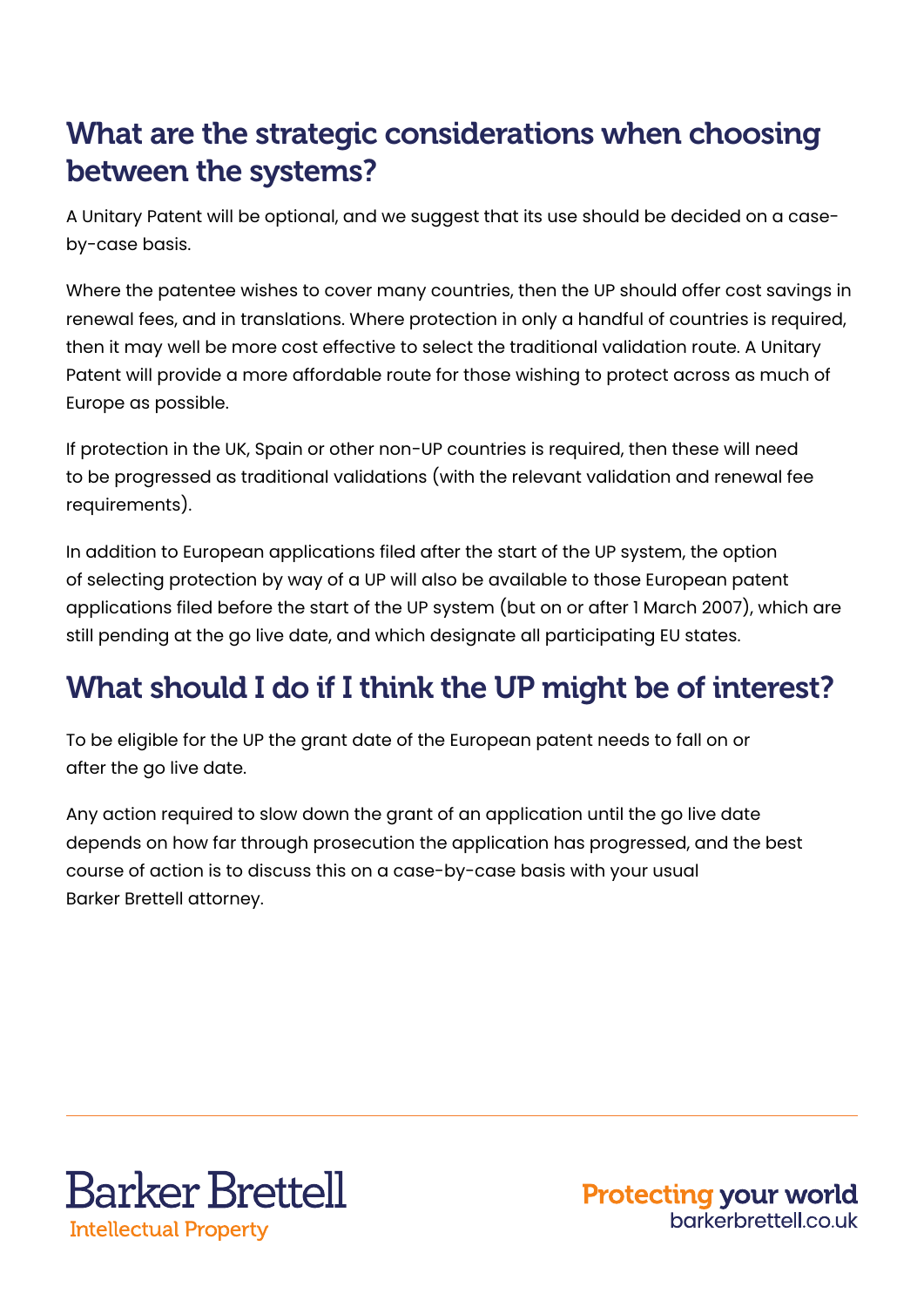## What are the strategic considerations when choosing between the systems?

A Unitary Patent will be optional, and we suggest that its use should be decided on a case-by-case basis.

Where the patentee wishes to cover many countries, then the UP should offer cost savings in renewal fees, and in translations. Where protection in only a handful of countries is required, then it may well be more cost effective to select the traditional validation route. A Unitary Patent will provide a more affordable route for those wishing to protect across as much of Europe as possible.

If protection in the UK, Spain or other non-UP countries is required, then these will need to be progressed as traditional validations (with the relevant validation and renewal fee requirements).

In addition to European applications filed after the start of the UP system, the option of selecting protection by way of a UP will also be available to those European patent applications filed before the start of the UP system (but on or after 1 March 2007), which are still pending at the go live date, and which designate all participating EU states.

## What should I do if I think the UP might be of interest?

To be eligible for the UP the grant date of the European patent needs to fall on or after the go live date.

Any action required to slow down the grant of an application until the go live date depends on how far through prosecution the application has progressed, and the best course of action is to discuss this on a case-by-case basis with your usual Barker Brettell attorney.

Barker Brettell
Intellectual Property

Protecting your world
barkerbrettell.co.uk